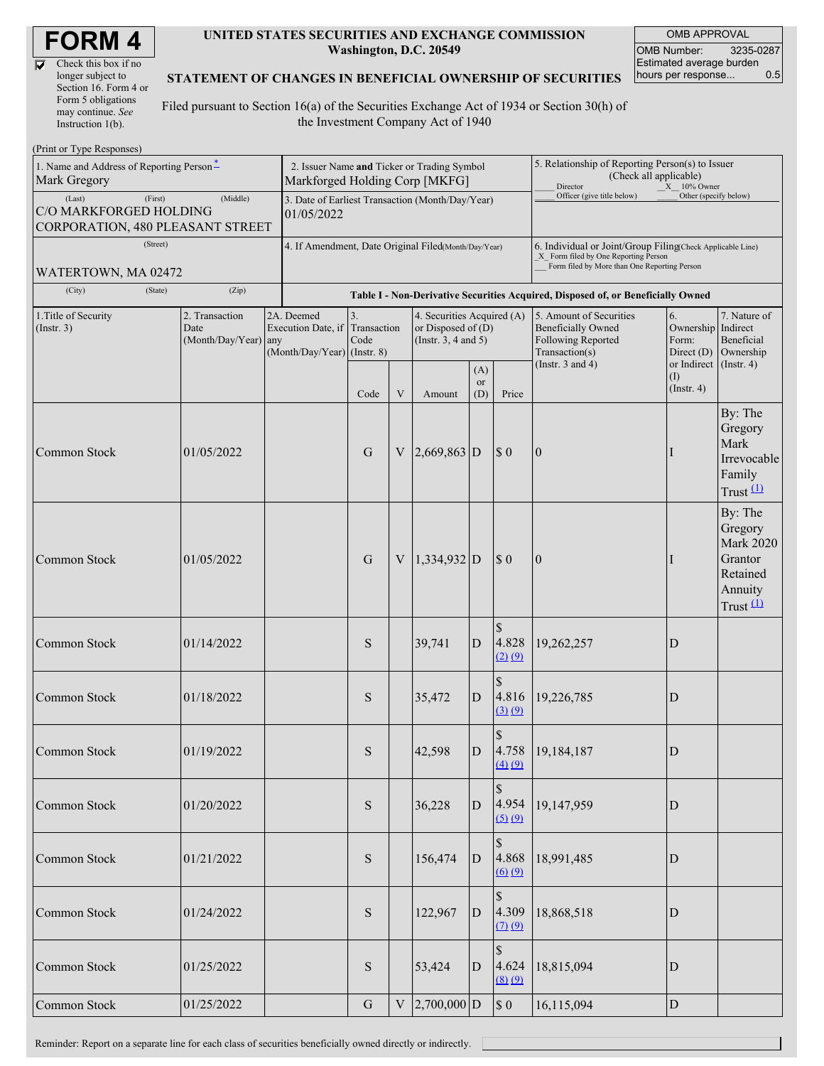# FORM 4

☑ Check this box if no longer subject to Section 16. Form 4 or Form 5 obligations may continue. *See* Instruction 1(b).

**UNITED STATES SECURITIES AND EXCHANGE COMMISSION**
**Washington, D.C. 20549**

**STATEMENT OF CHANGES IN BENEFICIAL OWNERSHIP OF SECURITIES**

Filed pursuant to Section 16(a) of the Securities Exchange Act of 1934 or Section 30(h) of the Investment Company Act of 1940

| OMB APPROVAL | |
|---|---|
| OMB Number: | 3235-0287 |
| Estimated average burden hours per response... | 0.5 |

(Print or Type Responses)

| 1. Name and Address of Reporting Person * | 2. Issuer Name and Ticker or Trading Symbol | 5. Relationship of Reporting Person(s) to Issuer (Check all applicable) |
|---|---|---|
| Mark Gregory | Markforged Holding Corp [MKFG] | ___ Director _X_ 10% Owner ___ Officer (give title below) ___ Other (specify below) |
| (Last) (First) (Middle) C/O MARKFORGED HOLDING CORPORATION, 480 PLEASANT STREET | 3. Date of Earliest Transaction (Month/Day/Year) 01/05/2022 | |
| (Street) WATERTOWN, MA 02472 | 4. If Amendment, Date Original Filed(Month/Day/Year) | 6. Individual or Joint/Group Filing(Check Applicable Line) _X_ Form filed by One Reporting Person ___ Form filed by More than One Reporting Person |
| (City) (State) (Zip) | | |

**Table I - Non-Derivative Securities Acquired, Disposed of, or Beneficially Owned**

| 1.Title of Security (Instr. 3) | 2. Transaction Date (Month/Day/Year) | 2A. Deemed Execution Date, if any (Month/Day/Year) | 3. Transaction Code (Instr. 8) | | 4. Securities Acquired (A) or Disposed of (D) (Instr. 3, 4 and 5) | | | 5. Amount of Securities Beneficially Owned Following Reported Transaction(s) (Instr. 3 and 4) | 6. Ownership Form: Direct (D) or Indirect (I) (Instr. 4) | 7. Nature of Indirect Beneficial Ownership (Instr. 4) |
|---|---|---|---|---|---|---|---|---|---|---|
| | | | Code | V | Amount | (A) or (D) | Price | | | |
| Common Stock | 01/05/2022 | | G | V | 2,669,863 | D | $ 0 | 0 | I | By: The Gregory Mark Irrevocable Family Trust (1) |
| Common Stock | 01/05/2022 | | G | V | 1,334,932 | D | $ 0 | 0 | I | By: The Gregory Mark 2020 Grantor Retained Annuity Trust (1) |
| Common Stock | 01/14/2022 | | S | | 39,741 | D | $ 4.828 (2) (9) | 19,262,257 | D | |
| Common Stock | 01/18/2022 | | S | | 35,472 | D | $ 4.816 (3) (9) | 19,226,785 | D | |
| Common Stock | 01/19/2022 | | S | | 42,598 | D | $ 4.758 (4) (9) | 19,184,187 | D | |
| Common Stock | 01/20/2022 | | S | | 36,228 | D | $ 4.954 (5) (9) | 19,147,959 | D | |
| Common Stock | 01/21/2022 | | S | | 156,474 | D | $ 4.868 (6) (9) | 18,991,485 | D | |
| Common Stock | 01/24/2022 | | S | | 122,967 | D | $ 4.309 (7) (9) | 18,868,518 | D | |
| Common Stock | 01/25/2022 | | S | | 53,424 | D | $ 4.624 (8) (9) | 18,815,094 | D | |
| Common Stock | 01/25/2022 | | G | V | 2,700,000 | D | $ 0 | 16,115,094 | D | |

Reminder: Report on a separate line for each class of securities beneficially owned directly or indirectly.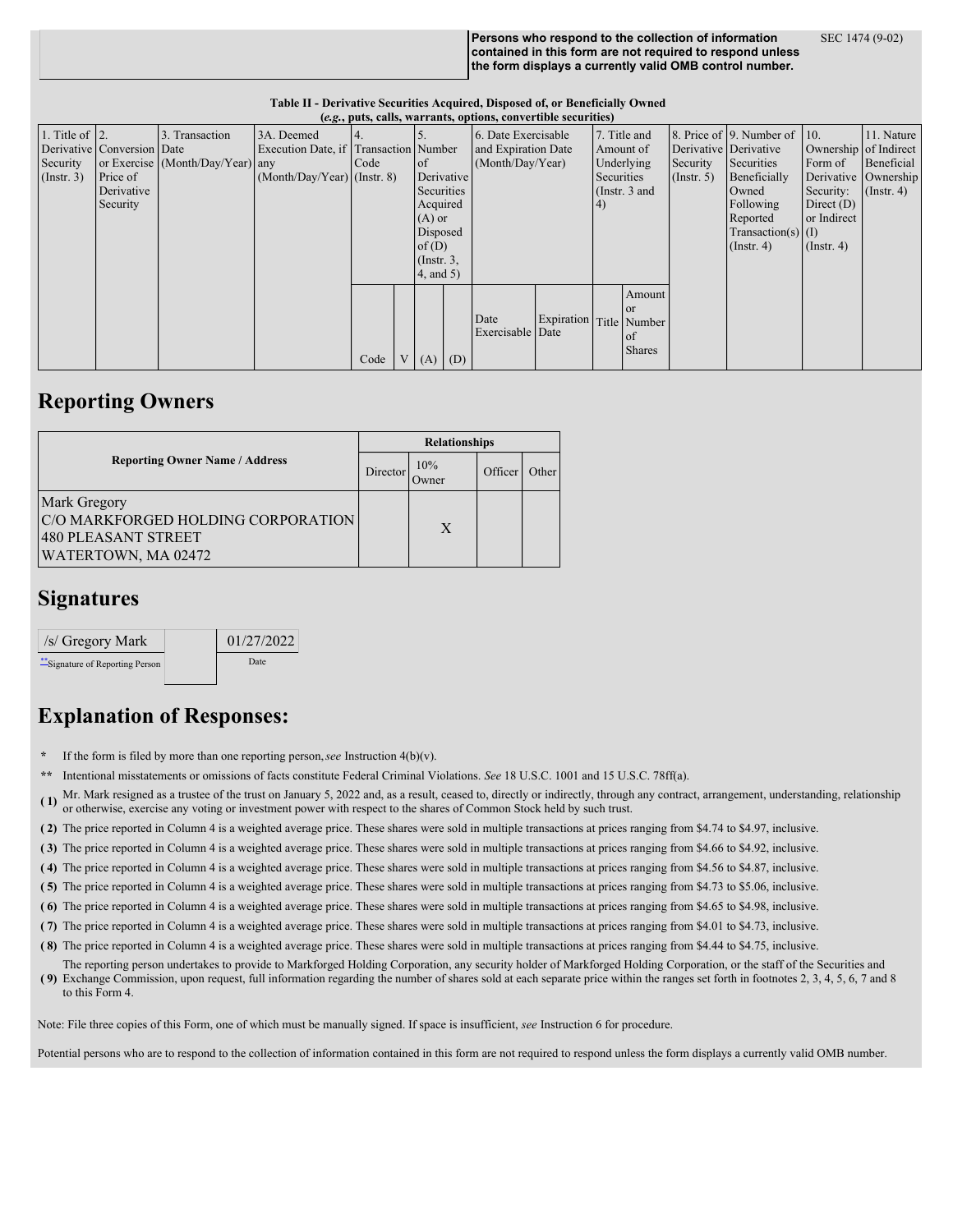Persons who respond to the collection of information contained in this form are not required to respond unless the form displays a currently valid OMB control number. SEC 1474 (9-02)

**Table II - Derivative Securities Acquired, Disposed of, or Beneficially Owned**
**(e.g., puts, calls, warrants, options, convertible securities)**

| 1. Title of Derivative Security (Instr. 3) | 2. Conversion or Exercise Price of Derivative Security | 3. Transaction Date (Month/Day/Year) | 3A. Deemed Execution Date, if any (Month/Day/Year) | 4. Transaction Code (Instr. 8) | | 5. Number of Derivative Securities Acquired (A) or Disposed of (D) (Instr. 3, 4, and 5) | | 6. Date Exercisable and Expiration Date (Month/Day/Year) | | 7. Title and Amount of Underlying Securities (Instr. 3 and 4) | | 8. Price of Derivative Security (Instr. 5) | 9. Number of Derivative Securities Beneficially Owned Following Reported Transaction(s) (Instr. 4) | 10. Ownership Form of Derivative Security: Direct (D) or Indirect (I) (Instr. 4) | 11. Nature of Indirect Beneficial Ownership (Instr. 4) |
|---|---|---|---|---|---|---|---|---|---|---|---|---|---|---|---|
| | | | | Code | V | (A) | (D) | Date Exercisable | Expiration Date | Title | Amount or Number of Shares | | | | |

## Reporting Owners

| Reporting Owner Name / Address | Relationships | | | |
|---|---|---|---|---|
| | Director | 10% Owner | Officer | Other |
| Mark Gregory<br>C/O MARKFORGED HOLDING CORPORATION<br>480 PLEASANT STREET<br>WATERTOWN, MA 02472 | | X | | |

## Signatures

| /s/ Gregory Mark | 01/27/2022 |
|---|---|
| **Signature of Reporting Person | Date |

## Explanation of Responses:

\* If the form is filed by more than one reporting person, *see* Instruction 4(b)(v).

\*\* Intentional misstatements or omissions of facts constitute Federal Criminal Violations. *See* 18 U.S.C. 1001 and 15 U.S.C. 78ff(a).

(1) Mr. Mark resigned as a trustee of the trust on January 5, 2022 and, as a result, ceased to, directly or indirectly, through any contract, arrangement, understanding, relationship or otherwise, exercise any voting or investment power with respect to the shares of Common Stock held by such trust.

(2) The price reported in Column 4 is a weighted average price. These shares were sold in multiple transactions at prices ranging from $4.74 to $4.97, inclusive.

(3) The price reported in Column 4 is a weighted average price. These shares were sold in multiple transactions at prices ranging from $4.66 to $4.92, inclusive.

(4) The price reported in Column 4 is a weighted average price. These shares were sold in multiple transactions at prices ranging from $4.56 to $4.87, inclusive.

(5) The price reported in Column 4 is a weighted average price. These shares were sold in multiple transactions at prices ranging from $4.73 to $5.06, inclusive.

(6) The price reported in Column 4 is a weighted average price. These shares were sold in multiple transactions at prices ranging from $4.65 to $4.98, inclusive.

(7) The price reported in Column 4 is a weighted average price. These shares were sold in multiple transactions at prices ranging from $4.01 to $4.73, inclusive.

(8) The price reported in Column 4 is a weighted average price. These shares were sold in multiple transactions at prices ranging from $4.44 to $4.75, inclusive.

(9) The reporting person undertakes to provide to Markforged Holding Corporation, any security holder of Markforged Holding Corporation, or the staff of the Securities and Exchange Commission, upon request, full information regarding the number of shares sold at each separate price within the ranges set forth in footnotes 2, 3, 4, 5, 6, 7 and 8 to this Form 4.

Note: File three copies of this Form, one of which must be manually signed. If space is insufficient, *see* Instruction 6 for procedure.

Potential persons who are to respond to the collection of information contained in this form are not required to respond unless the form displays a currently valid OMB number.